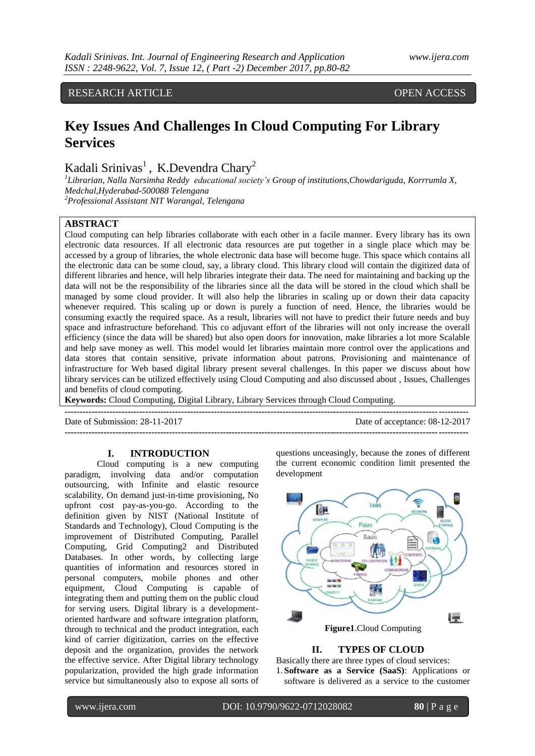RESEARCH ARTICLE OPEN ACCESS

# Key Issues And Challenges In Cloud Computing For Library Services

Kadali Srinivas[1], K.Devendra Chary[2]

[1]*Librarian, Nalla Narsimha Reddy educational society's Group of institutions,Chowdariguda, Korrrumla X, Medchal,Hyderabad-500088 Telengana*

[2]*Professional Assistant NIT Warangal, Telengana*

## ABSTRACT

Cloud computing can help libraries collaborate with each other in a facile manner. Every library has its own electronic data resources. If all electronic data resources are put together in a single place which may be accessed by a group of libraries, the whole electronic data base will become huge. This space which contains all the electronic data can be some cloud, say, a library cloud. This library cloud will contain the digitized data of different libraries and hence, will help libraries integrate their data. The need for maintaining and backing up the data will not be the responsibility of the libraries since all the data will be stored in the cloud which shall be managed by some cloud provider. It will also help the libraries in scaling up or down their data capacity whenever required. This scaling up or down is purely a function of need. Hence, the libraries would be consuming exactly the required space. As a result, libraries will not have to predict their future needs and buy space and infrastructure beforehand. This co adjuvant effort of the libraries will not only increase the overall efficiency (since the data will be shared) but also open doors for innovation, make libraries a lot more Scalable and help save money as well. This model would let libraries maintain more control over the applications and data stores that contain sensitive, private information about patrons. Provisioning and maintenance of infrastructure for Web based digital library present several challenges. In this paper we discuss about how library services can be utilized effectively using Cloud Computing and also discussed about , Issues, Challenges and benefits of cloud computing.

**Keywords:** Cloud Computing, Digital Library, Library Services through Cloud Computing.

---

Date of Submission: 28-11-2017 Date of acceptance: 08-12-2017

---

## I. INTRODUCTION

Cloud computing is a new computing paradigm, involving data and/or computation outsourcing, with Infinite and elastic resource scalability, On demand just-in-time provisioning, No upfront cost pay-as-you-go. According to the definition given by NIST (National Institute of Standards and Technology), Cloud Computing is the improvement of Distributed Computing, Parallel Computing, Grid Computing2 and Distributed Databases. In other words, by collecting large quantities of information and resources stored in personal computers, mobile phones and other equipment, Cloud Computing is capable of integrating them and putting them on the public cloud for serving users. Digital library is a development-oriented hardware and software integration platform, through to technical and the product integration, each kind of carrier digitization, carries on the effective deposit and the organization, provides the network the effective service. After Digital library technology popularization, provided the high grade information service but simultaneously also to expose all sorts of questions unceasingly, because the zones of different the current economic condition limit presented the development

**Figure1**.Cloud Computing

## II. TYPES OF CLOUD

Basically there are three types of cloud services:

1. **Software as a Service (SaaS)**: Applications or software is delivered as a service to the customer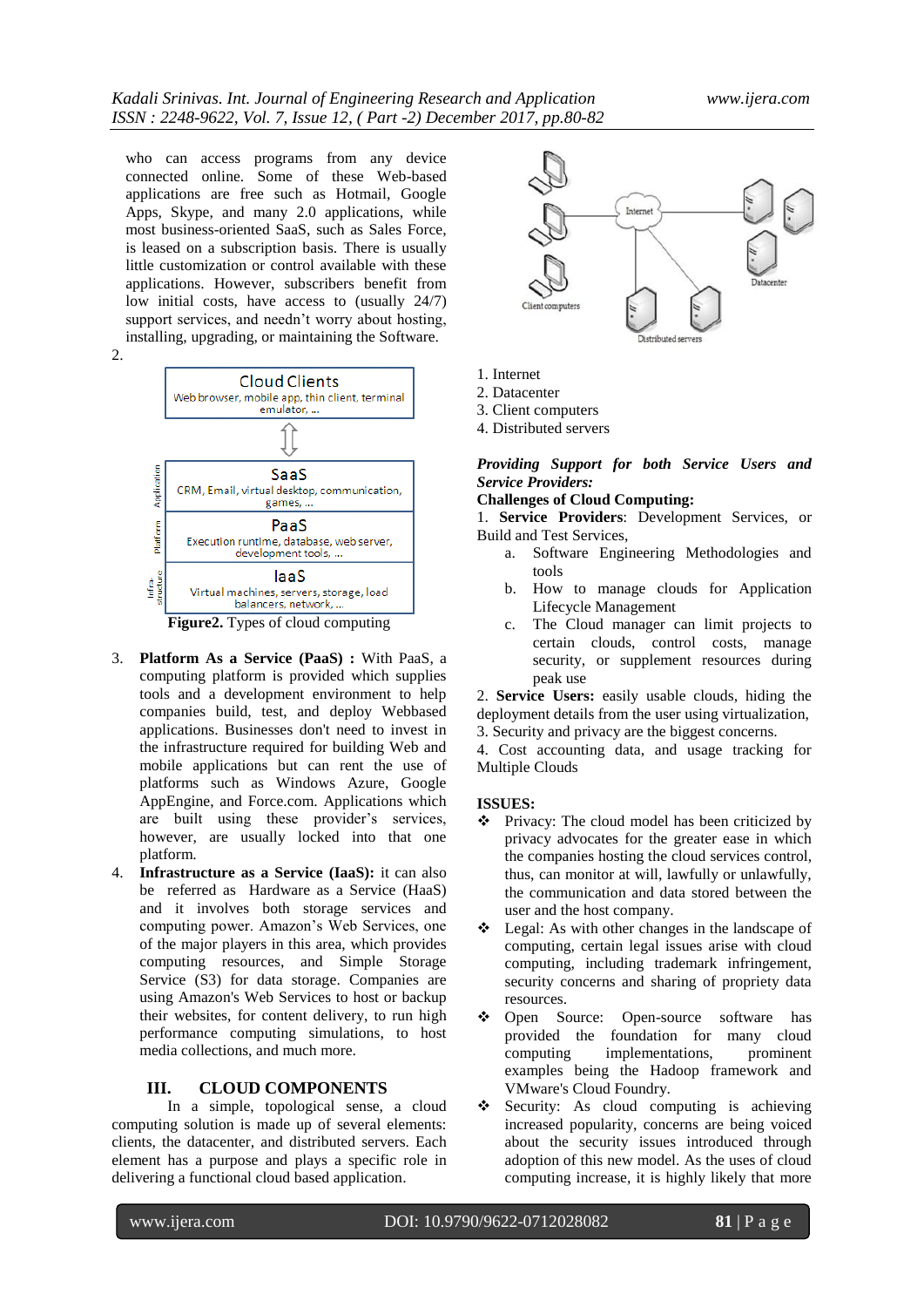who can access programs from any device connected online. Some of these Web-based applications are free such as Hotmail, Google Apps, Skype, and many 2.0 applications, while most business-oriented SaaS, such as Sales Force, is leased on a subscription basis. There is usually little customization or control available with these applications. However, subscribers benefit from low initial costs, have access to (usually 24/7) support services, and needn't worry about hosting, installing, upgrading, or maintaining the Software.

2.

Cloud Clients
Web browser, mobile app, thin client, terminal emulator, ...

SaaS
CRM, Email, virtual desktop, communication, games, ...

PaaS
Execution runtime, database, web server, development tools, ...

IaaS
Virtual machines, servers, storage, load balancers, network, ...

**Figure2.** Types of cloud computing

3. **Platform As a Service (PaaS) :** With PaaS, a computing platform is provided which supplies tools and a development environment to help companies build, test, and deploy Webbased applications. Businesses don't need to invest in the infrastructure required for building Web and mobile applications but can rent the use of platforms such as Windows Azure, Google AppEngine, and Force.com. Applications which are built using these provider's services, however, are usually locked into that one platform.
4. **Infrastructure as a Service (IaaS):** it can also be referred as Hardware as a Service (HaaS) and it involves both storage services and computing power. Amazon's Web Services, one of the major players in this area, which provides computing resources, and Simple Storage Service (S3) for data storage. Companies are using Amazon's Web Services to host or backup their websites, for content delivery, to run high performance computing simulations, to host media collections, and much more.

## III. CLOUD COMPONENTS

In a simple, topological sense, a cloud computing solution is made up of several elements: clients, the datacenter, and distributed servers. Each element has a purpose and plays a specific role in delivering a functional cloud based application.

1. Internet
2. Datacenter
3. Client computers
4. Distributed servers

***Providing Support for both Service Users and Service Providers:***

**Challenges of Cloud Computing:**

1. **Service Providers**: Development Services, or Build and Test Services,
   a. Software Engineering Methodologies and tools
   b. How to manage clouds for Application Lifecycle Management
   c. The Cloud manager can limit projects to certain clouds, control costs, manage security, or supplement resources during peak use

2. **Service Users:** easily usable clouds, hiding the deployment details from the user using virtualization,
3. Security and privacy are the biggest concerns.
4. Cost accounting data, and usage tracking for Multiple Clouds

**ISSUES:**

- Privacy: The cloud model has been criticized by privacy advocates for the greater ease in which the companies hosting the cloud services control, thus, can monitor at will, lawfully or unlawfully, the communication and data stored between the user and the host company.
- Legal: As with other changes in the landscape of computing, certain legal issues arise with cloud computing, including trademark infringement, security concerns and sharing of propriety data resources.
- Open Source: Open-source software has provided the foundation for many cloud computing implementations, prominent examples being the Hadoop framework and VMware's Cloud Foundry.
- Security: As cloud computing is achieving increased popularity, concerns are being voiced about the security issues introduced through adoption of this new model. As the uses of cloud computing increase, it is highly likely that more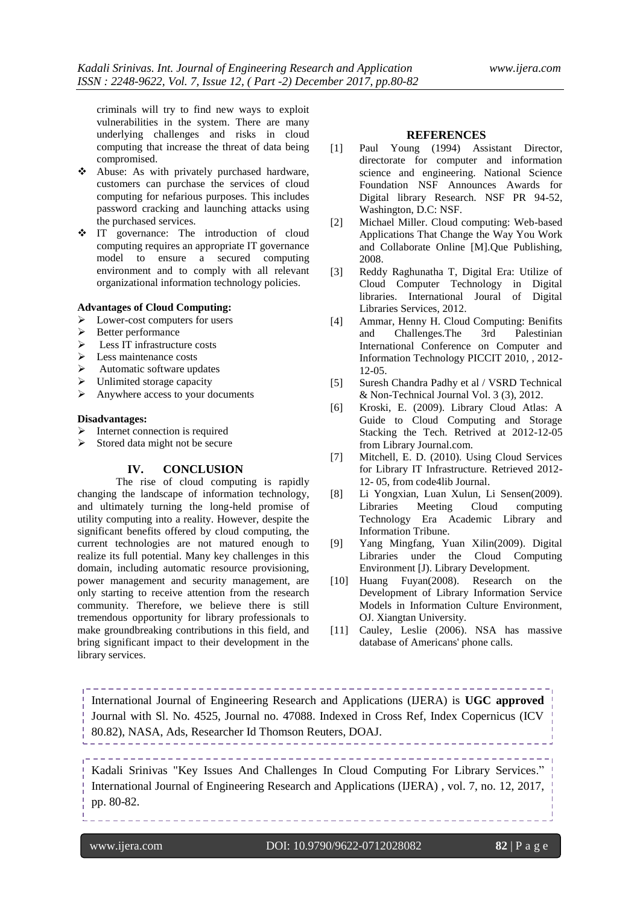criminals will try to find new ways to exploit vulnerabilities in the system. There are many underlying challenges and risks in cloud computing that increase the threat of data being compromised.

- Abuse: As with privately purchased hardware, customers can purchase the services of cloud computing for nefarious purposes. This includes password cracking and launching attacks using the purchased services.
- IT governance: The introduction of cloud computing requires an appropriate IT governance model to ensure a secured computing environment and to comply with all relevant organizational information technology policies.

**Advantages of Cloud Computing:**

- Lower-cost computers for users
- Better performance
- Less IT infrastructure costs
- Less maintenance costs
- Automatic software updates
- Unlimited storage capacity
- Anywhere access to your documents

**Disadvantages:**

- Internet connection is required
- Stored data might not be secure

## IV. CONCLUSION

The rise of cloud computing is rapidly changing the landscape of information technology, and ultimately turning the long-held promise of utility computing into a reality. However, despite the significant benefits offered by cloud computing, the current technologies are not matured enough to realize its full potential. Many key challenges in this domain, including automatic resource provisioning, power management and security management, are only starting to receive attention from the research community. Therefore, we believe there is still tremendous opportunity for library professionals to make groundbreaking contributions in this field, and bring significant impact to their development in the library services.

## REFERENCES

[1] Paul Young (1994) Assistant Director, directorate for computer and information science and engineering. National Science Foundation NSF Announces Awards for Digital library Research. NSF PR 94-52, Washington, D.C: NSF.

[2] Michael Miller. Cloud computing: Web-based Applications That Change the Way You Work and Collaborate Online [M].Que Publishing, 2008.

[3] Reddy Raghunatha T, Digital Era: Utilize of Cloud Computer Technology in Digital libraries. International Joural of Digital Libraries Services, 2012.

[4] Ammar, Henny H. Cloud Computing: Benifits and Challenges.The 3rd Palestinian International Conference on Computer and Information Technology PICCIT 2010, , 2012-12-05.

[5] Suresh Chandra Padhy et al / VSRD Technical & Non-Technical Journal Vol. 3 (3), 2012.

[6] Kroski, E. (2009). Library Cloud Atlas: A Guide to Cloud Computing and Storage Stacking the Tech. Retrived at 2012-12-05 from Library Journal.com.

[7] Mitchell, E. D. (2010). Using Cloud Services for Library IT Infrastructure. Retrieved 2012-12- 05, from code4lib Journal.

[8] Li Yongxian, Luan Xulun, Li Sensen(2009). Libraries Meeting Cloud computing Technology Era Academic Library and Information Tribune.

[9] Yang Mingfang, Yuan Xilin(2009). Digital Libraries under the Cloud Computing Environment [J]. Library Development.

[10] Huang Fuyan(2008). Research on the Development of Library Information Service Models in Information Culture Environment, OJ. Xiangtan University.

[11] Cauley, Leslie (2006). NSA has massive database of Americans' phone calls.

International Journal of Engineering Research and Applications (IJERA) is **UGC approved** Journal with Sl. No. 4525, Journal no. 47088. Indexed in Cross Ref, Index Copernicus (ICV 80.82), NASA, Ads, Researcher Id Thomson Reuters, DOAJ.

Kadali Srinivas "Key Issues And Challenges In Cloud Computing For Library Services." International Journal of Engineering Research and Applications (IJERA) , vol. 7, no. 12, 2017, pp. 80-82.